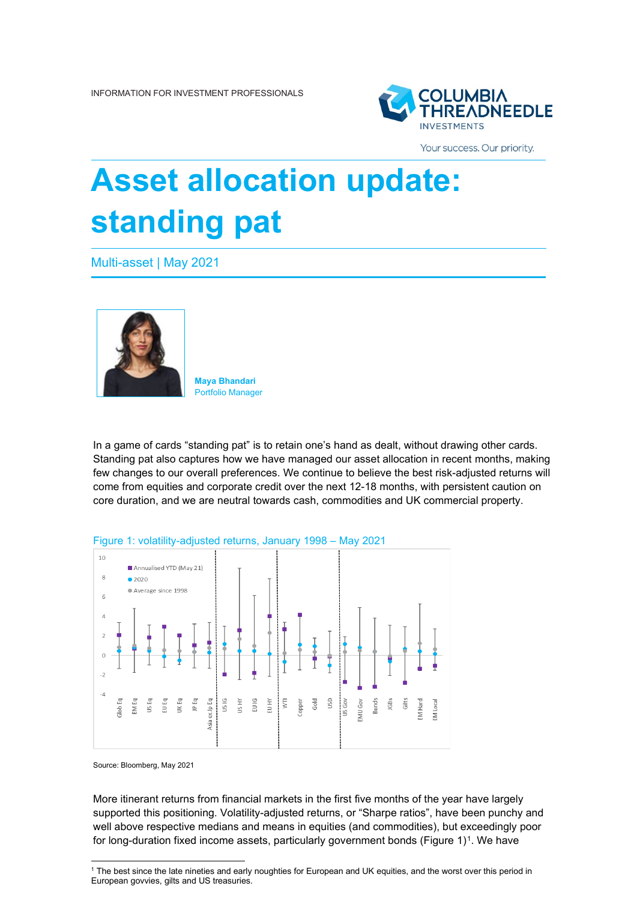INFORMATION FOR INVESTMENT PROFESSIONALS

# Asset allocation update: standing pat

Multi-asset | May 2021

**Maya Bhandari**
Portfolio Manager

In a game of cards "standing pat" is to retain one's hand as dealt, without drawing other cards. Standing pat also captures how we have managed our asset allocation in recent months, making few changes to our overall preferences. We continue to believe the best risk-adjusted returns will come from equities and corporate credit over the next 12-18 months, with persistent caution on core duration, and we are neutral towards cash, commodities and UK commercial property.

Figure 1: volatility-adjusted returns, January 1998 – May 2021

Source: Bloomberg, May 2021

More itinerant returns from financial markets in the first five months of the year have largely supported this positioning. Volatility-adjusted returns, or "Sharpe ratios", have been punchy and well above respective medians and means in equities (and commodities), but exceedingly poor for long-duration fixed income assets, particularly government bonds (Figure 1)[1]. We have

[1] The best since the late nineties and early noughties for European and UK equities, and the worst over this period in European govvies, gilts and US treasuries.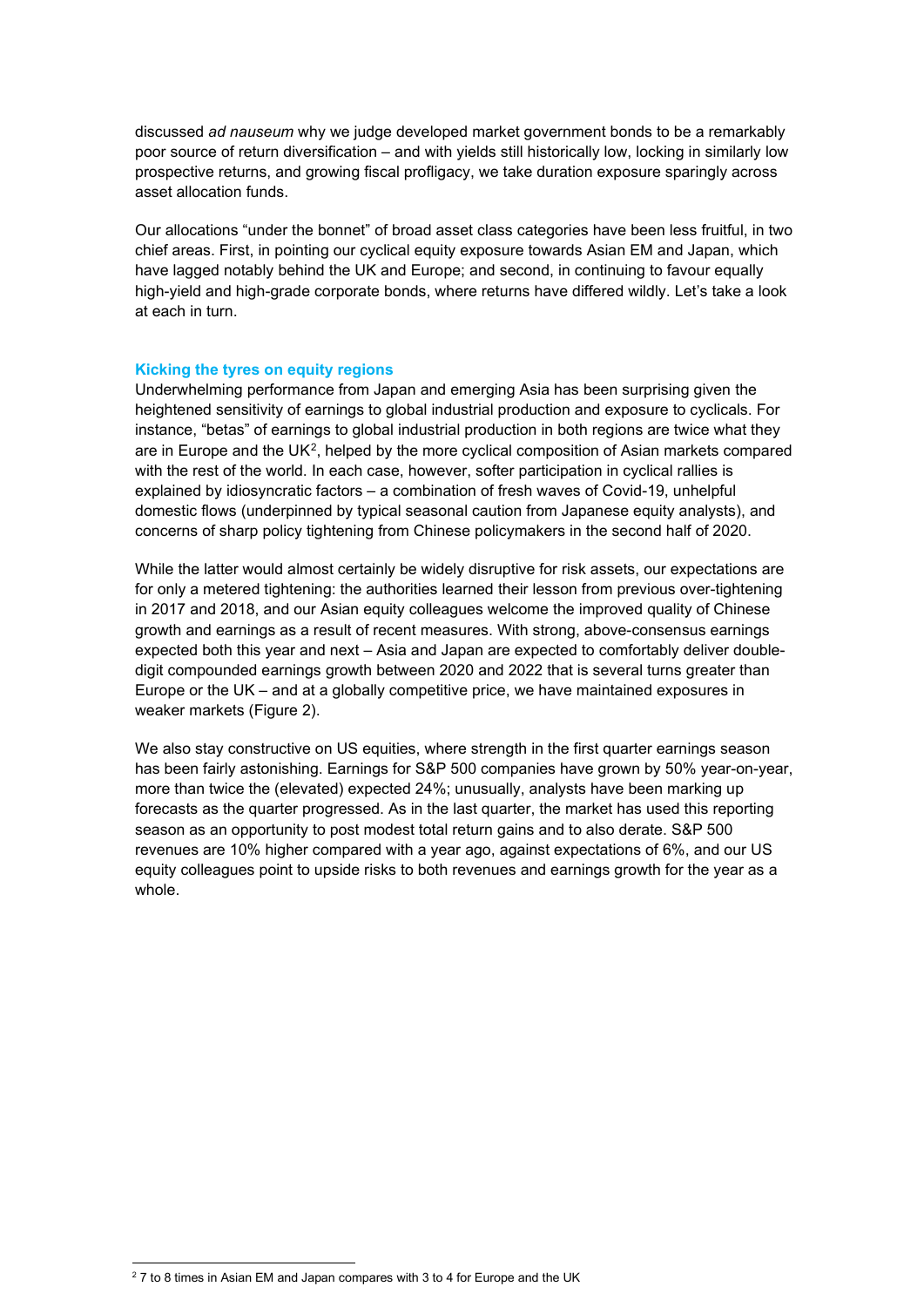discussed *ad nauseum* why we judge developed market government bonds to be a remarkably poor source of return diversification – and with yields still historically low, locking in similarly low prospective returns, and growing fiscal profligacy, we take duration exposure sparingly across asset allocation funds.

Our allocations "under the bonnet" of broad asset class categories have been less fruitful, in two chief areas. First, in pointing our cyclical equity exposure towards Asian EM and Japan, which have lagged notably behind the UK and Europe; and second, in continuing to favour equally high-yield and high-grade corporate bonds, where returns have differed wildly. Let's take a look at each in turn.

### Kicking the tyres on equity regions

Underwhelming performance from Japan and emerging Asia has been surprising given the heightened sensitivity of earnings to global industrial production and exposure to cyclicals. For instance, "betas" of earnings to global industrial production in both regions are twice what they are in Europe and the UK[2], helped by the more cyclical composition of Asian markets compared with the rest of the world. In each case, however, softer participation in cyclical rallies is explained by idiosyncratic factors – a combination of fresh waves of Covid-19, unhelpful domestic flows (underpinned by typical seasonal caution from Japanese equity analysts), and concerns of sharp policy tightening from Chinese policymakers in the second half of 2020.

While the latter would almost certainly be widely disruptive for risk assets, our expectations are for only a metered tightening: the authorities learned their lesson from previous over-tightening in 2017 and 2018, and our Asian equity colleagues welcome the improved quality of Chinese growth and earnings as a result of recent measures. With strong, above-consensus earnings expected both this year and next – Asia and Japan are expected to comfortably deliver double-digit compounded earnings growth between 2020 and 2022 that is several turns greater than Europe or the UK – and at a globally competitive price, we have maintained exposures in weaker markets (Figure 2).

We also stay constructive on US equities, where strength in the first quarter earnings season has been fairly astonishing. Earnings for S&P 500 companies have grown by 50% year-on-year, more than twice the (elevated) expected 24%; unusually, analysts have been marking up forecasts as the quarter progressed. As in the last quarter, the market has used this reporting season as an opportunity to post modest total return gains and to also derate. S&P 500 revenues are 10% higher compared with a year ago, against expectations of 6%, and our US equity colleagues point to upside risks to both revenues and earnings growth for the year as a whole.

---

[2] 7 to 8 times in Asian EM and Japan compares with 3 to 4 for Europe and the UK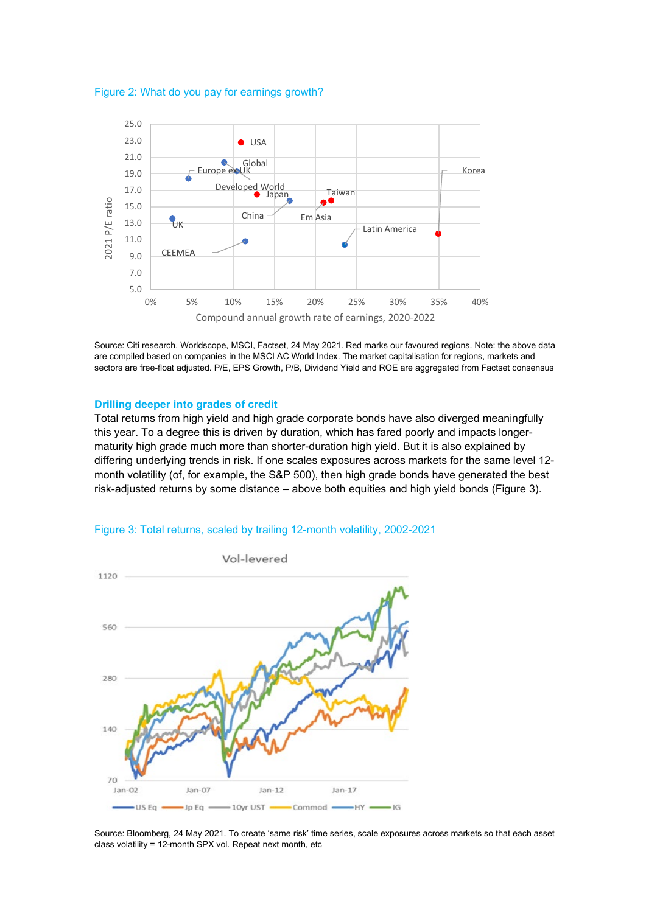Figure 2: What do you pay for earnings growth?

Source: Citi research, Worldscope, MSCI, Factset, 24 May 2021. Red marks our favoured regions. Note: the above data are compiled based on companies in the MSCI AC World Index. The market capitalisation for regions, markets and sectors are free-float adjusted. P/E, EPS Growth, P/B, Dividend Yield and ROE are aggregated from Factset consensus

## Drilling deeper into grades of credit

Total returns from high yield and high grade corporate bonds have also diverged meaningfully this year. To a degree this is driven by duration, which has fared poorly and impacts longer-maturity high grade much more than shorter-duration high yield. But it is also explained by differing underlying trends in risk. If one scales exposures across markets for the same level 12-month volatility (of, for example, the S&P 500), then high grade bonds have generated the best risk-adjusted returns by some distance – above both equities and high yield bonds (Figure 3).

Figure 3: Total returns, scaled by trailing 12-month volatility, 2002-2021

Source: Bloomberg, 24 May 2021. To create 'same risk' time series, scale exposures across markets so that each asset class volatility = 12-month SPX vol. Repeat next month, etc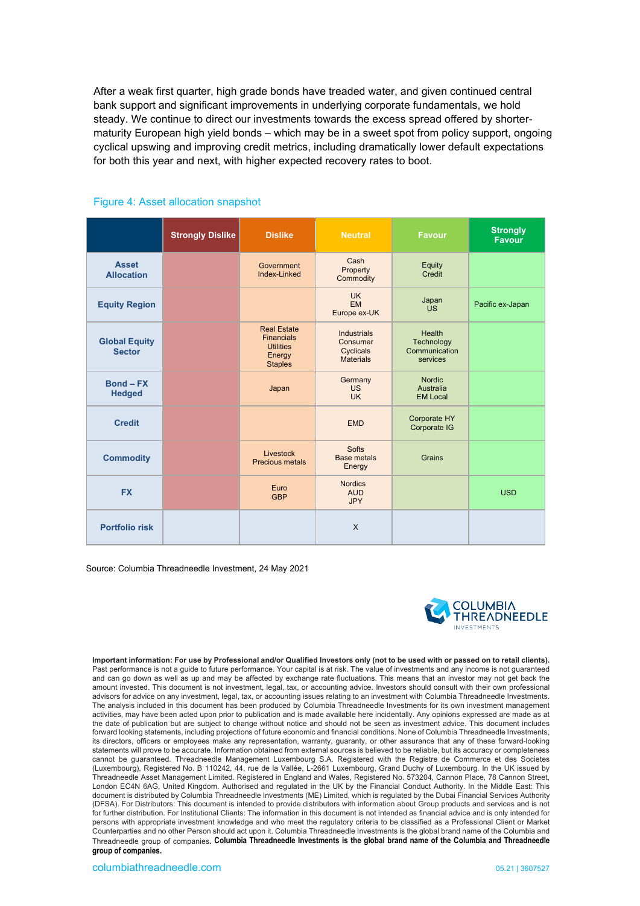After a weak first quarter, high grade bonds have treaded water, and given continued central bank support and significant improvements in underlying corporate fundamentals, we hold steady. We continue to direct our investments towards the excess spread offered by shorter-maturity European high yield bonds – which may be in a sweet spot from policy support, ongoing cyclical upswing and improving credit metrics, including dramatically lower default expectations for both this year and next, with higher expected recovery rates to boot.

## Figure 4: Asset allocation snapshot

| | Strongly Dislike | Dislike | Neutral | Favour | Strongly Favour |
|---|---|---|---|---|---|
| **Asset Allocation** | | Government<br>Index-Linked | Cash<br>Property<br>Commodity | Equity<br>Credit | |
| **Equity Region** | | | UK<br>EM<br>Europe ex-UK | Japan<br>US | Pacific ex-Japan |
| **Global Equity Sector** | | Real Estate<br>Financials<br>Utilities<br>Energy<br>Staples | Industrials<br>Consumer<br>Cyclicals<br>Materials | Health<br>Technology<br>Communication services | |
| **Bond – FX Hedged** | | Japan | Germany<br>US<br>UK | Nordic<br>Australia<br>EM Local | |
| **Credit** | | | EMD | Corporate HY<br>Corporate IG | |
| **Commodity** | | Livestock<br>Precious metals | Softs<br>Base metals<br>Energy | Grains | |
| **FX** | | Euro<br>GBP | Nordics<br>AUD<br>JPY | | USD |
| **Portfolio risk** | | | X | | |

Source: Columbia Threadneedle Investment, 24 May 2021

**Important information: For use by Professional and/or Qualified Investors only (not to be used with or passed on to retail clients).** Past performance is not a guide to future performance. Your capital is at risk. The value of investments and any income is not guaranteed and can go down as well as up and may be affected by exchange rate fluctuations. This means that an investor may not get back the amount invested. This document is not investment, legal, tax, or accounting advice. Investors should consult with their own professional advisors for advice on any investment, legal, tax, or accounting issues relating to an investment with Columbia Threadneedle Investments. The analysis included in this document has been produced by Columbia Threadneedle Investments for its own investment management activities, may have been acted upon prior to publication and is made available here incidentally. Any opinions expressed are made as at the date of publication but are subject to change without notice and should not be seen as investment advice. This document includes forward looking statements, including projections of future economic and financial conditions. None of Columbia Threadneedle Investments, its directors, officers or employees make any representation, warranty, guaranty, or other assurance that any of these forward-looking statements will prove to be accurate. Information obtained from external sources is believed to be reliable, but its accuracy or completeness cannot be guaranteed. Threadneedle Management Luxembourg S.A. Registered with the Registre de Commerce et des Societes (Luxembourg), Registered No. B 110242, 44, rue de la Vallée, L-2661 Luxembourg, Grand Duchy of Luxembourg. In the UK issued by Threadneedle Asset Management Limited. Registered in England and Wales, Registered No. 573204, Cannon Place, 78 Cannon Street, London EC4N 6AG, United Kingdom. Authorised and regulated in the UK by the Financial Conduct Authority. In the Middle East: This document is distributed by Columbia Threadneedle Investments (ME) Limited, which is regulated by the Dubai Financial Services Authority (DFSA). For Distributors: This document is intended to provide distributors with information about Group products and services and is not for further distribution. For Institutional Clients: The information in this document is not intended as financial advice and is only intended for persons with appropriate investment knowledge and who meet the regulatory criteria to be classified as a Professional Client or Market Counterparties and no other Person should act upon it. Columbia Threadneedle Investments is the global brand name of the Columbia and Threadneedle group of companies. **Columbia Threadneedle Investments is the global brand name of the Columbia and Threadneedle group of companies.**

columbiathreadneedle.com

05.21 | 3607527